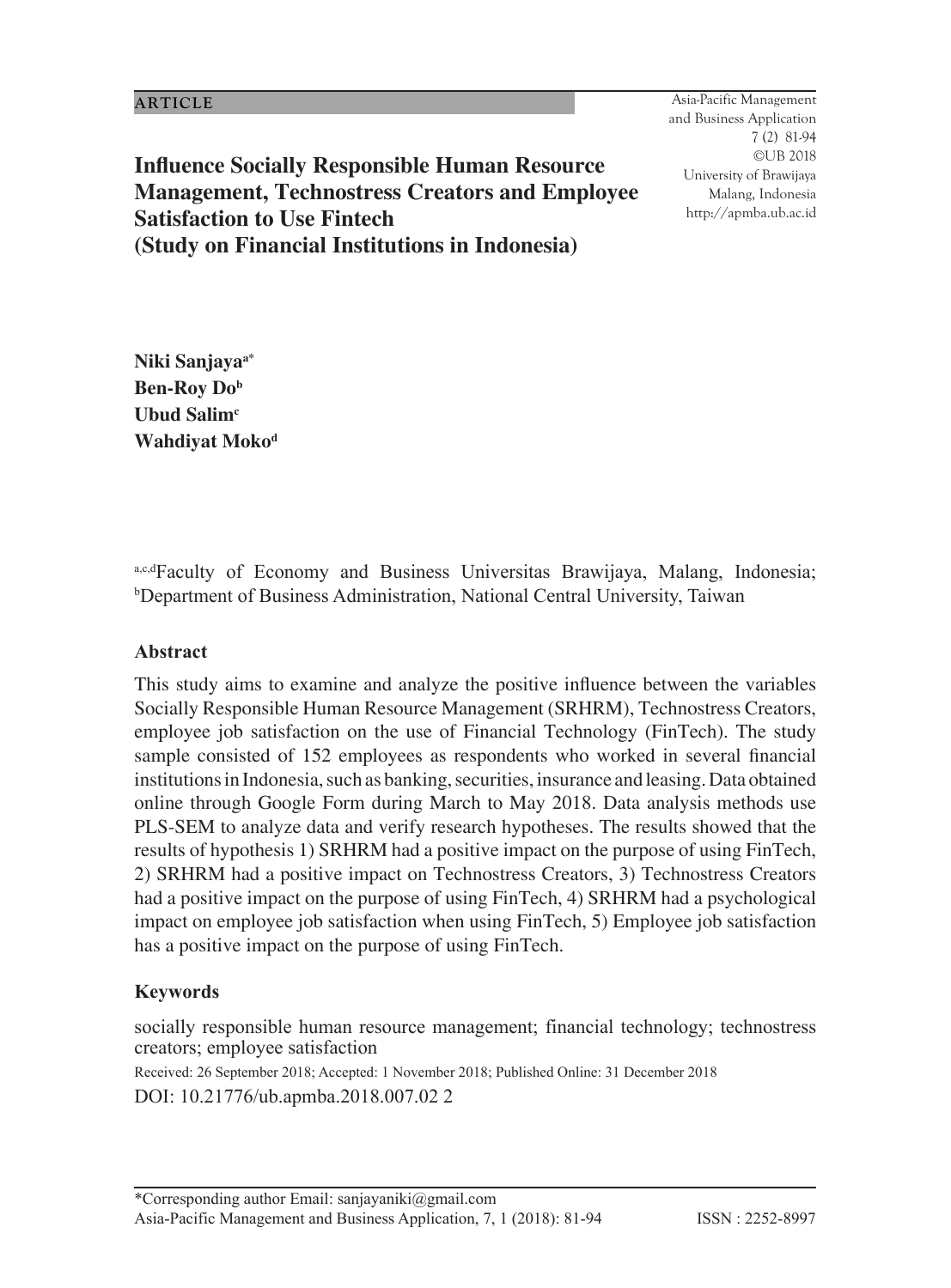ARTICLE

# Influence Socially Responsible Human Resource Management, Technostress Creators and Employee Satisfaction to Use Fintech (Study on Financial Institutions in Indonesia)

**Niki Sanjaya**[a*]
**Ben-Roy Do**[b]
**Ubud Salim**[c]
**Wahdiyat Moko**[d]

[a,c,d]Faculty of Economy and Business Universitas Brawijaya, Malang, Indonesia; [b]Department of Business Administration, National Central University, Taiwan

## Abstract

This study aims to examine and analyze the positive influence between the variables Socially Responsible Human Resource Management (SRHRM), Technostress Creators, employee job satisfaction on the use of Financial Technology (FinTech). The study sample consisted of 152 employees as respondents who worked in several financial institutions in Indonesia, such as banking, securities, insurance and leasing. Data obtained online through Google Form during March to May 2018. Data analysis methods use PLS-SEM to analyze data and verify research hypotheses. The results showed that the results of hypothesis 1) SRHRM had a positive impact on the purpose of using FinTech, 2) SRHRM had a positive impact on Technostress Creators, 3) Technostress Creators had a positive impact on the purpose of using FinTech, 4) SRHRM had a psychological impact on employee job satisfaction when using FinTech, 5) Employee job satisfaction has a positive impact on the purpose of using FinTech.

## Keywords

socially responsible human resource management; financial technology; technostress creators; employee satisfaction

Received: 26 September 2018; Accepted: 1 November 2018; Published Online: 31 December 2018

DOI: 10.21776/ub.apmba.2018.007.02 2

*Corresponding author Email: sanjayaniki@gmail.com

ISSN : 2252-8997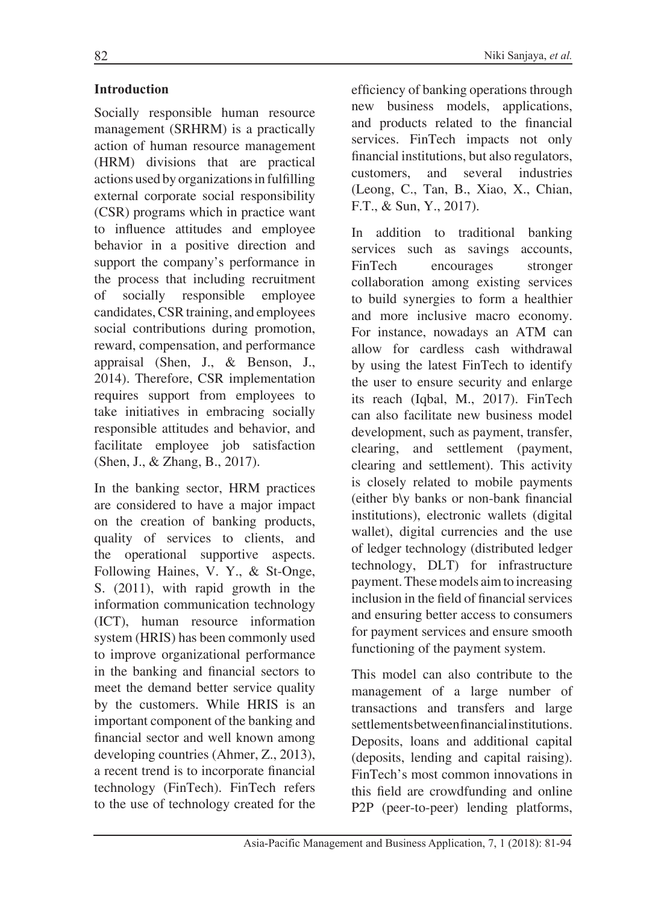## Introduction

Socially responsible human resource management (SRHRM) is a practically action of human resource management (HRM) divisions that are practical actions used by organizations in fulfilling external corporate social responsibility (CSR) programs which in practice want to influence attitudes and employee behavior in a positive direction and support the company's performance in the process that including recruitment of socially responsible employee candidates, CSR training, and employees social contributions during promotion, reward, compensation, and performance appraisal (Shen, J., & Benson, J., 2014). Therefore, CSR implementation requires support from employees to take initiatives in embracing socially responsible attitudes and behavior, and facilitate employee job satisfaction (Shen, J., & Zhang, B., 2017).

In the banking sector, HRM practices are considered to have a major impact on the creation of banking products, quality of services to clients, and the operational supportive aspects. Following Haines, V. Y., & St-Onge, S. (2011), with rapid growth in the information communication technology (ICT), human resource information system (HRIS) has been commonly used to improve organizational performance in the banking and financial sectors to meet the demand better service quality by the customers. While HRIS is an important component of the banking and financial sector and well known among developing countries (Ahmer, Z., 2013), a recent trend is to incorporate financial technology (FinTech). FinTech refers to the use of technology created for the efficiency of banking operations through new business models, applications, and products related to the financial services. FinTech impacts not only financial institutions, but also regulators, customers, and several industries (Leong, C., Tan, B., Xiao, X., Chian, F.T., & Sun, Y., 2017).

In addition to traditional banking services such as savings accounts, FinTech encourages stronger collaboration among existing services to build synergies to form a healthier and more inclusive macro economy. For instance, nowadays an ATM can allow for cardless cash withdrawal by using the latest FinTech to identify the user to ensure security and enlarge its reach (Iqbal, M., 2017). FinTech can also facilitate new business model development, such as payment, transfer, clearing, and settlement (payment, clearing and settlement). This activity is closely related to mobile payments (either b\y banks or non-bank financial institutions), electronic wallets (digital wallet), digital currencies and the use of ledger technology (distributed ledger technology, DLT) for infrastructure payment. These models aim to increasing inclusion in the field of financial services and ensuring better access to consumers for payment services and ensure smooth functioning of the payment system.

This model can also contribute to the management of a large number of transactions and transfers and large settlements between financial institutions. Deposits, loans and additional capital (deposits, lending and capital raising). FinTech's most common innovations in this field are crowdfunding and online P2P (peer-to-peer) lending platforms,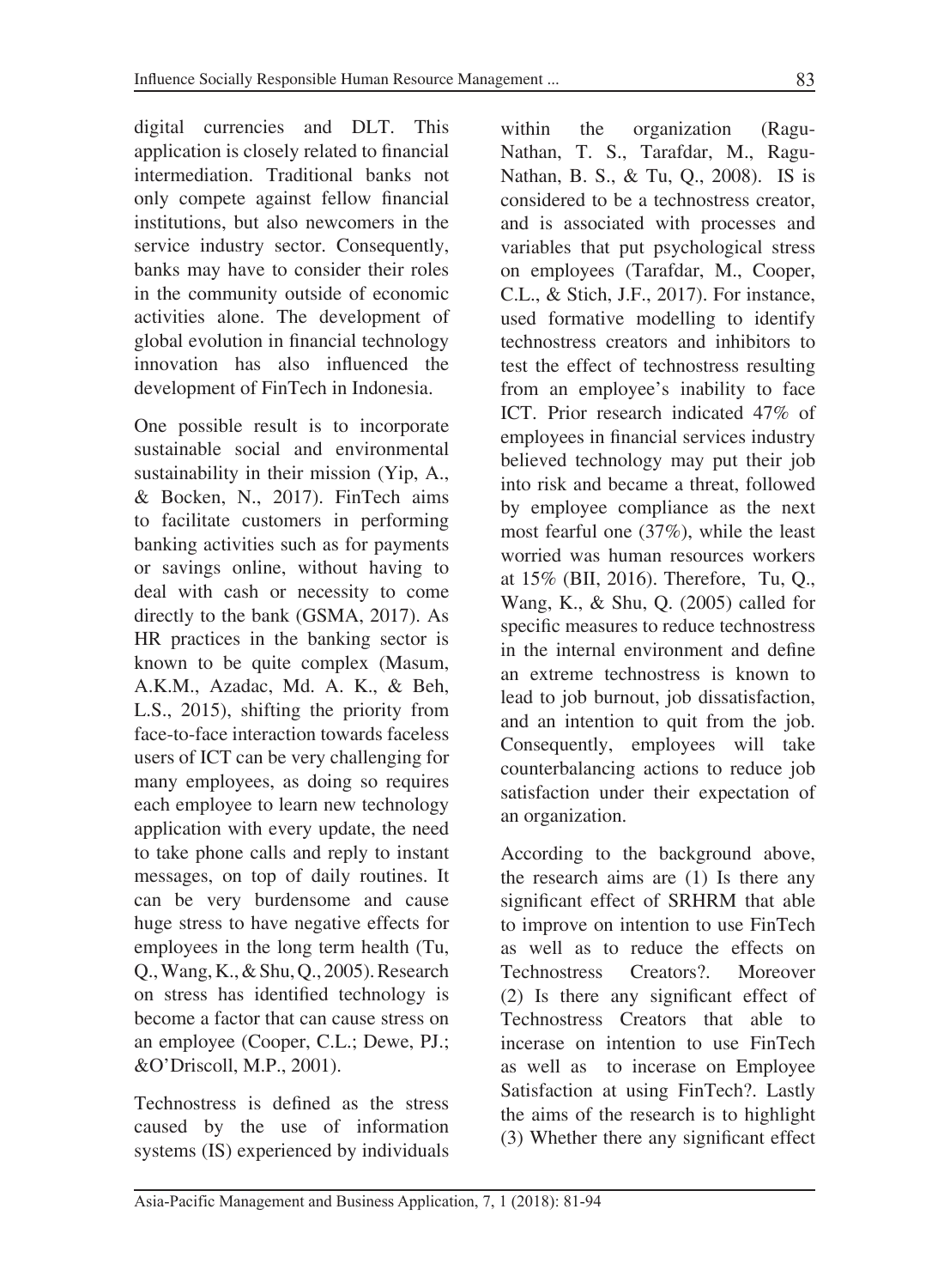digital currencies and DLT. This application is closely related to financial intermediation. Traditional banks not only compete against fellow financial institutions, but also newcomers in the service industry sector. Consequently, banks may have to consider their roles in the community outside of economic activities alone. The development of global evolution in financial technology innovation has also influenced the development of FinTech in Indonesia.

One possible result is to incorporate sustainable social and environmental sustainability in their mission (Yip, A., & Bocken, N., 2017). FinTech aims to facilitate customers in performing banking activities such as for payments or savings online, without having to deal with cash or necessity to come directly to the bank (GSMA, 2017). As HR practices in the banking sector is known to be quite complex (Masum, A.K.M., Azadac, Md. A. K., & Beh, L.S., 2015), shifting the priority from face-to-face interaction towards faceless users of ICT can be very challenging for many employees, as doing so requires each employee to learn new technology application with every update, the need to take phone calls and reply to instant messages, on top of daily routines. It can be very burdensome and cause huge stress to have negative effects for employees in the long term health (Tu, Q., Wang, K., & Shu, Q., 2005). Research on stress has identified technology is become a factor that can cause stress on an employee (Cooper, C.L.; Dewe, PJ.; &O'Driscoll, M.P., 2001).

Technostress is defined as the stress caused by the use of information systems (IS) experienced by individuals within the organization (Ragu-Nathan, T. S., Tarafdar, M., Ragu-Nathan, B. S., & Tu, Q., 2008). IS is considered to be a technostress creator, and is associated with processes and variables that put psychological stress on employees (Tarafdar, M., Cooper, C.L., & Stich, J.F., 2017). For instance, used formative modelling to identify technostress creators and inhibitors to test the effect of technostress resulting from an employee's inability to face ICT. Prior research indicated 47% of employees in financial services industry believed technology may put their job into risk and became a threat, followed by employee compliance as the next most fearful one (37%), while the least worried was human resources workers at 15% (BII, 2016). Therefore, Tu, Q., Wang, K., & Shu, Q. (2005) called for specific measures to reduce technostress in the internal environment and define an extreme technostress is known to lead to job burnout, job dissatisfaction, and an intention to quit from the job. Consequently, employees will take counterbalancing actions to reduce job satisfaction under their expectation of an organization.

According to the background above, the research aims are (1) Is there any significant effect of SRHRM that able to improve on intention to use FinTech as well as to reduce the effects on Technostress Creators?. Moreover (2) Is there any significant effect of Technostress Creators that able to incerase on intention to use FinTech as well as to incerase on Employee Satisfaction at using FinTech?. Lastly the aims of the research is to highlight (3) Whether there any significant effect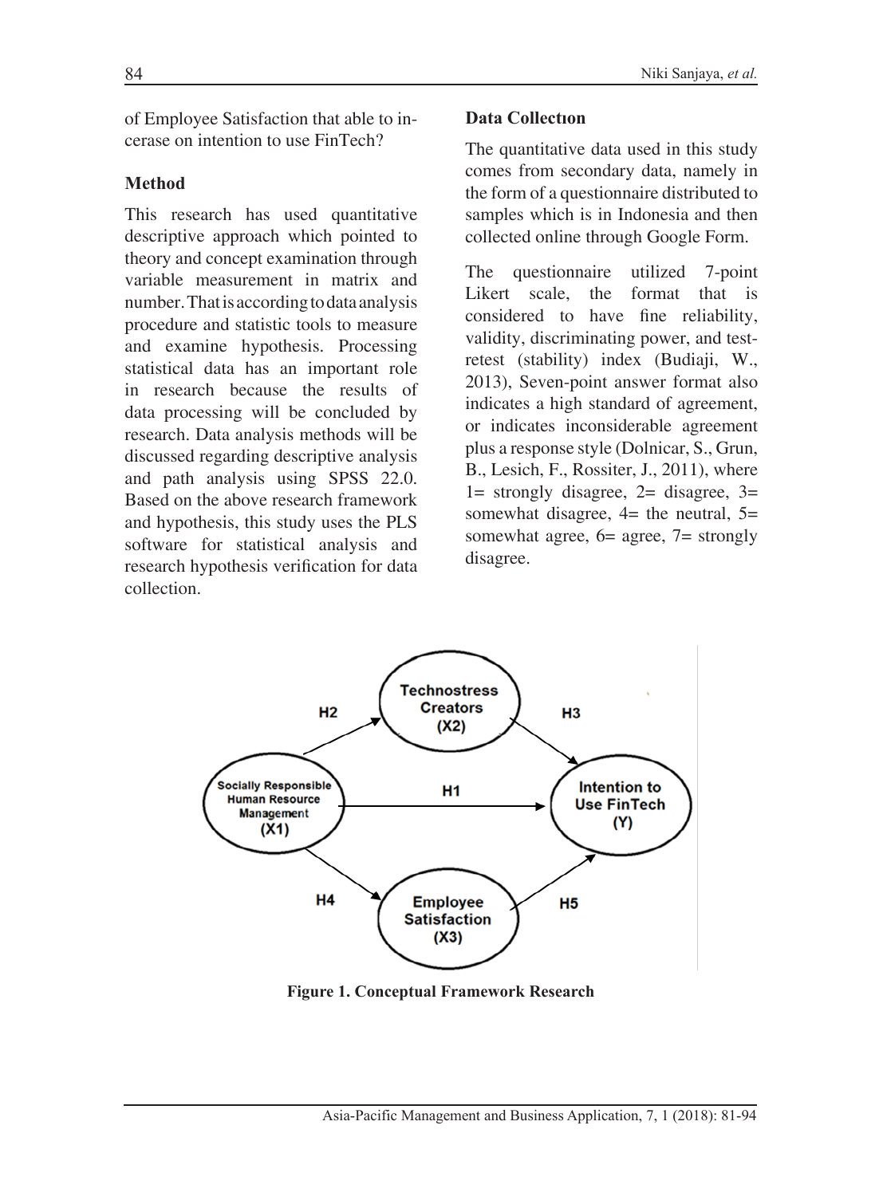of Employee Satisfaction that able to incerase on intention to use FinTech?

## Method

This research has used quantitative descriptive approach which pointed to theory and concept examination through variable measurement in matrix and number. That is according to data analysis procedure and statistic tools to measure and examine hypothesis. Processing statistical data has an important role in research because the results of data processing will be concluded by research. Data analysis methods will be discussed regarding descriptive analysis and path analysis using SPSS 22.0. Based on the above research framework and hypothesis, this study uses the PLS software for statistical analysis and research hypothesis verification for data collection.

## Data Collectıon

The quantitative data used in this study comes from secondary data, namely in the form of a questionnaire distributed to samples which is in Indonesia and then collected online through Google Form.

The questionnaire utilized 7-point Likert scale, the format that is considered to have fine reliability, validity, discriminating power, and test-retest (stability) index (Budiaji, W., 2013), Seven-point answer format also indicates a high standard of agreement, or indicates inconsiderable agreement plus a response style (Dolnicar, S., Grun, B., Lesich, F., Rossiter, J., 2011), where 1= strongly disagree, 2= disagree, 3= somewhat disagree, 4= the neutral, 5= somewhat agree, 6= agree, 7= strongly disagree.

**Figure 1. Conceptual Framework Research**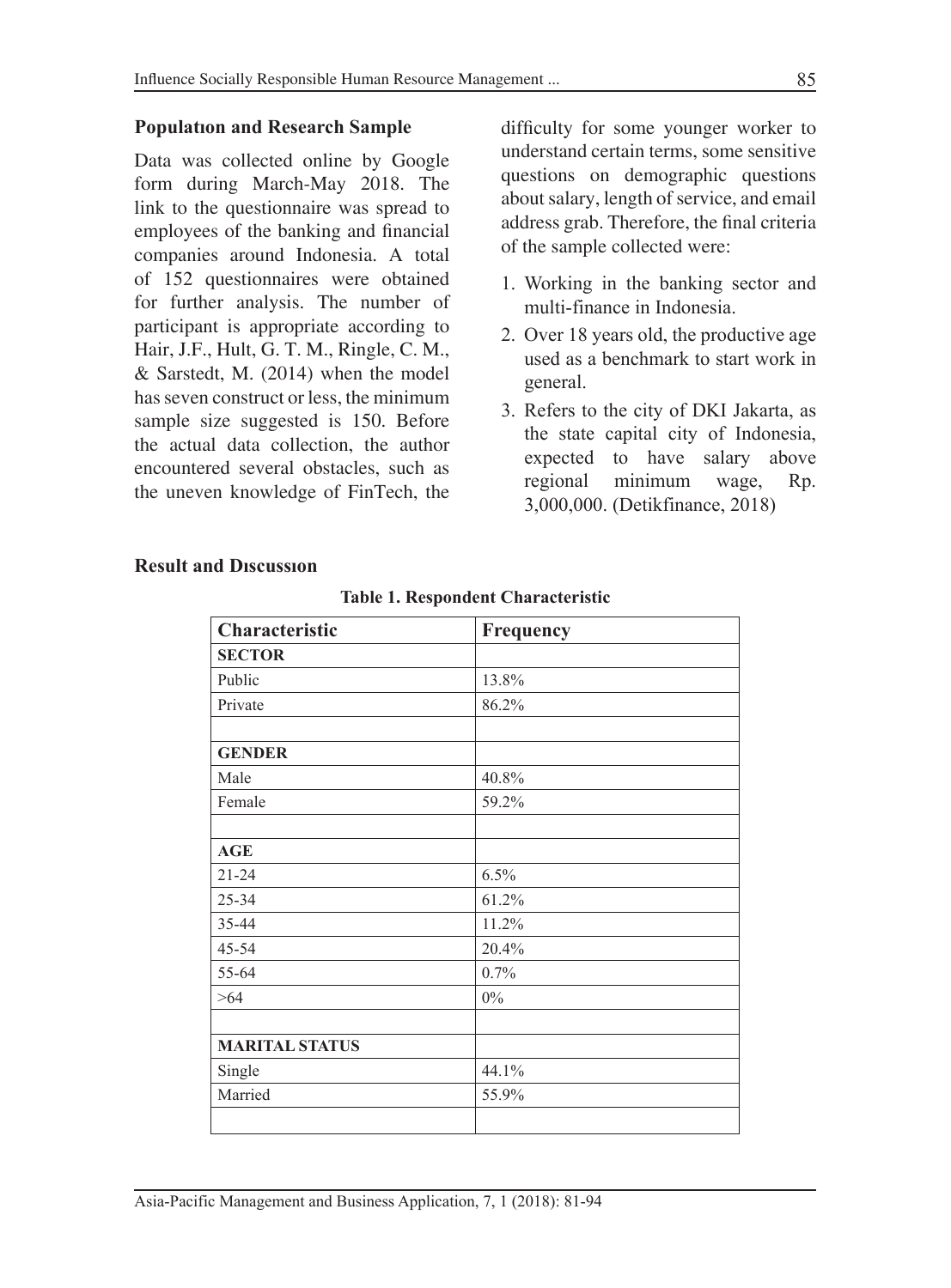### Populatıon and Research Sample

Data was collected online by Google form during March-May 2018. The link to the questionnaire was spread to employees of the banking and financial companies around Indonesia. A total of 152 questionnaires were obtained for further analysis. The number of participant is appropriate according to Hair, J.F., Hult, G. T. M., Ringle, C. M., & Sarstedt, M. (2014) when the model has seven construct or less, the minimum sample size suggested is 150. Before the actual data collection, the author encountered several obstacles, such as the uneven knowledge of FinTech, the difficulty for some younger worker to understand certain terms, some sensitive questions on demographic questions about salary, length of service, and email address grab. Therefore, the final criteria of the sample collected were:

1. Working in the banking sector and multi-finance in Indonesia.
2. Over 18 years old, the productive age used as a benchmark to start work in general.
3. Refers to the city of DKI Jakarta, as the state capital city of Indonesia, expected to have salary above regional minimum wage, Rp. 3,000,000. (Detikfinance, 2018)

### Result and Dıscussıon

**Table 1. Respondent Characteristic**

| Characteristic | Frequency |
|---|---|
| **SECTOR** | |
| Public | 13.8% |
| Private | 86.2% |
| | |
| **GENDER** | |
| Male | 40.8% |
| Female | 59.2% |
| | |
| **AGE** | |
| 21-24 | 6.5% |
| 25-34 | 61.2% |
| 35-44 | 11.2% |
| 45-54 | 20.4% |
| 55-64 | 0.7% |
| >64 | 0% |
| | |
| **MARITAL STATUS** | |
| Single | 44.1% |
| Married | 55.9% |
| | |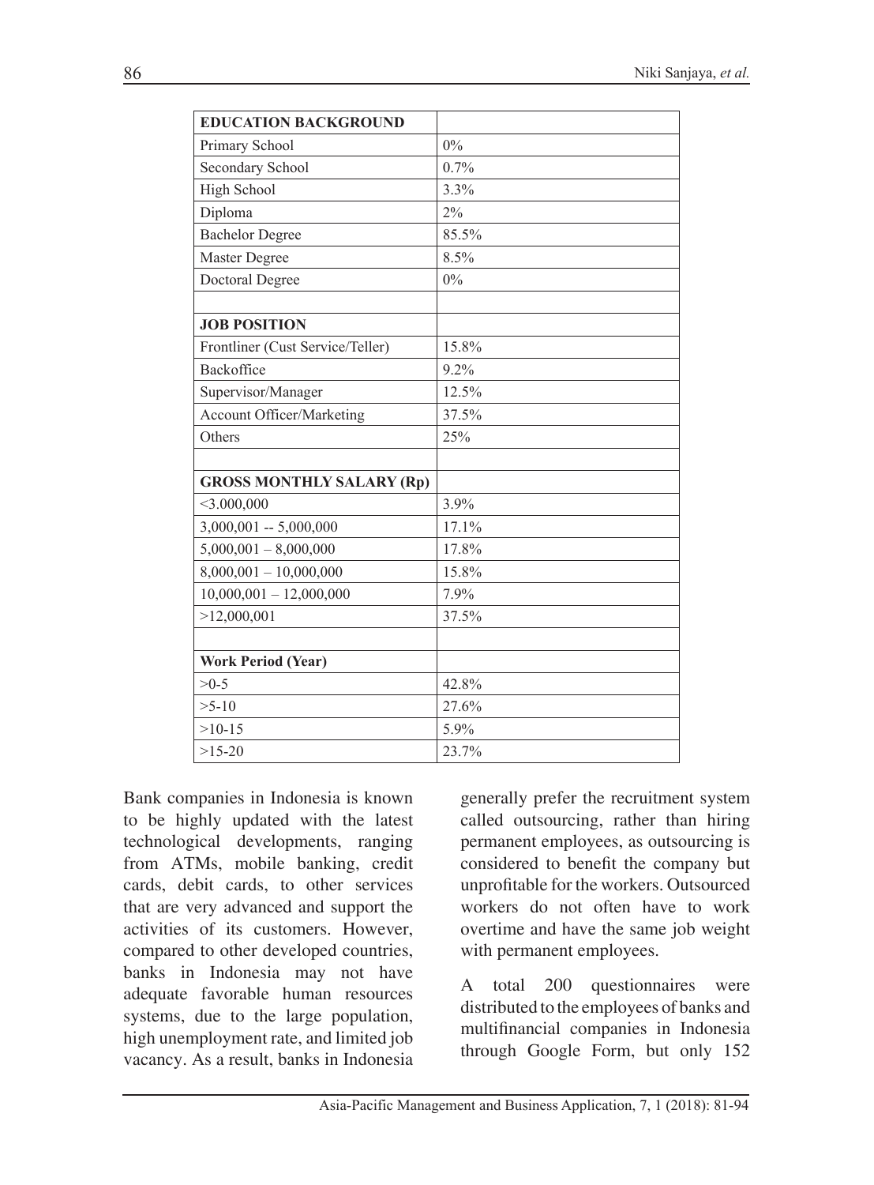| EDUCATION BACKGROUND | |
|---|---|
| Primary School | 0% |
| Secondary School | 0.7% |
| High School | 3.3% |
| Diploma | 2% |
| Bachelor Degree | 85.5% |
| Master Degree | 8.5% |
| Doctoral Degree | 0% |
| | |
| **JOB POSITION** | |
| Frontliner (Cust Service/Teller) | 15.8% |
| Backoffice | 9.2% |
| Supervisor/Manager | 12.5% |
| Account Officer/Marketing | 37.5% |
| Others | 25% |
| | |
| **GROSS MONTHLY SALARY (Rp)** | |
| <3.000,000 | 3.9% |
| 3,000,001 -- 5,000,000 | 17.1% |
| 5,000,001 – 8,000,000 | 17.8% |
| 8,000,001 – 10,000,000 | 15.8% |
| 10,000,001 – 12,000,000 | 7.9% |
| >12,000,001 | 37.5% |
| | |
| **Work Period (Year)** | |
| >0-5 | 42.8% |
| >5-10 | 27.6% |
| >10-15 | 5.9% |
| >15-20 | 23.7% |

Bank companies in Indonesia is known to be highly updated with the latest technological developments, ranging from ATMs, mobile banking, credit cards, debit cards, to other services that are very advanced and support the activities of its customers. However, compared to other developed countries, banks in Indonesia may not have adequate favorable human resources systems, due to the large population, high unemployment rate, and limited job vacancy. As a result, banks in Indonesia generally prefer the recruitment system called outsourcing, rather than hiring permanent employees, as outsourcing is considered to benefit the company but unprofitable for the workers. Outsourced workers do not often have to work overtime and have the same job weight with permanent employees.

A total 200 questionnaires were distributed to the employees of banks and multifinancial companies in Indonesia through Google Form, but only 152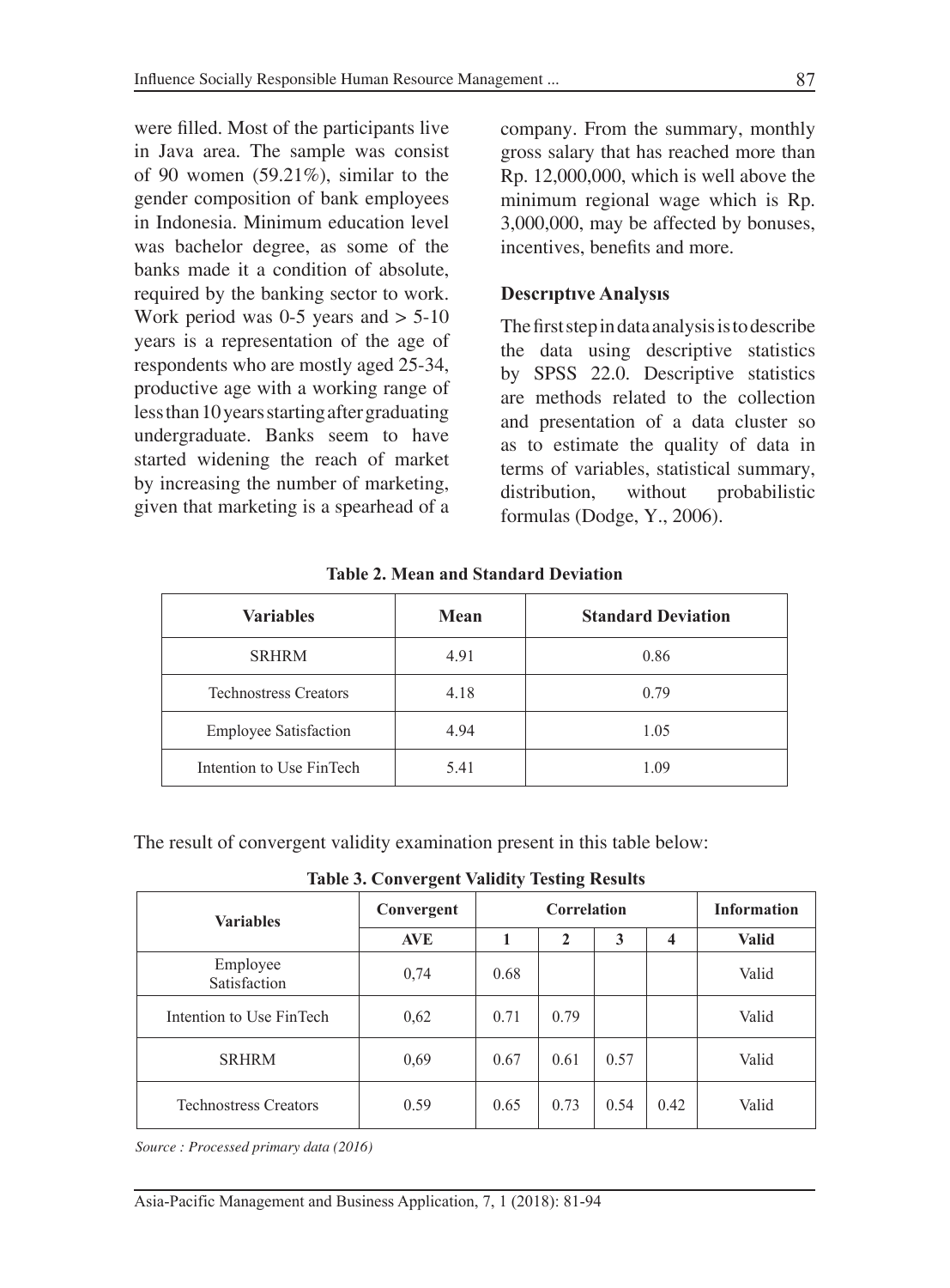were filled. Most of the participants live in Java area. The sample was consist of 90 women (59.21%), similar to the gender composition of bank employees in Indonesia. Minimum education level was bachelor degree, as some of the banks made it a condition of absolute, required by the banking sector to work. Work period was 0-5 years and > 5-10 years is a representation of the age of respondents who are mostly aged 25-34, productive age with a working range of less than 10 years starting after graduating undergraduate. Banks seem to have started widening the reach of market by increasing the number of marketing, given that marketing is a spearhead of a company. From the summary, monthly gross salary that has reached more than Rp. 12,000,000, which is well above the minimum regional wage which is Rp. 3,000,000, may be affected by bonuses, incentives, benefits and more.

### Descrıptıve Analysıs

The first step in data analysis is to describe the data using descriptive statistics by SPSS 22.0. Descriptive statistics are methods related to the collection and presentation of a data cluster so as to estimate the quality of data in terms of variables, statistical summary, distribution, without probabilistic formulas (Dodge, Y., 2006).

**Table 2. Mean and Standard Deviation**

| Variables | Mean | Standard Deviation |
|---|---|---|
| SRHRM | 4.91 | 0.86 |
| Technostress Creators | 4.18 | 0.79 |
| Employee Satisfaction | 4.94 | 1.05 |
| Intention to Use FinTech | 5.41 | 1.09 |

The result of convergent validity examination present in this table below:

**Table 3. Convergent Validity Testing Results**

| Variables | Convergent | Correlation | | | | Information |
|---|---|---|---|---|---|---|
| | AVE | 1 | 2 | 3 | 4 | Valid |
| Employee Satisfaction | 0,74 | 0.68 | | | | Valid |
| Intention to Use FinTech | 0,62 | 0.71 | 0.79 | | | Valid |
| SRHRM | 0,69 | 0.67 | 0.61 | 0.57 | | Valid |
| Technostress Creators | 0.59 | 0.65 | 0.73 | 0.54 | 0.42 | Valid |

*Source : Processed primary data (2016)*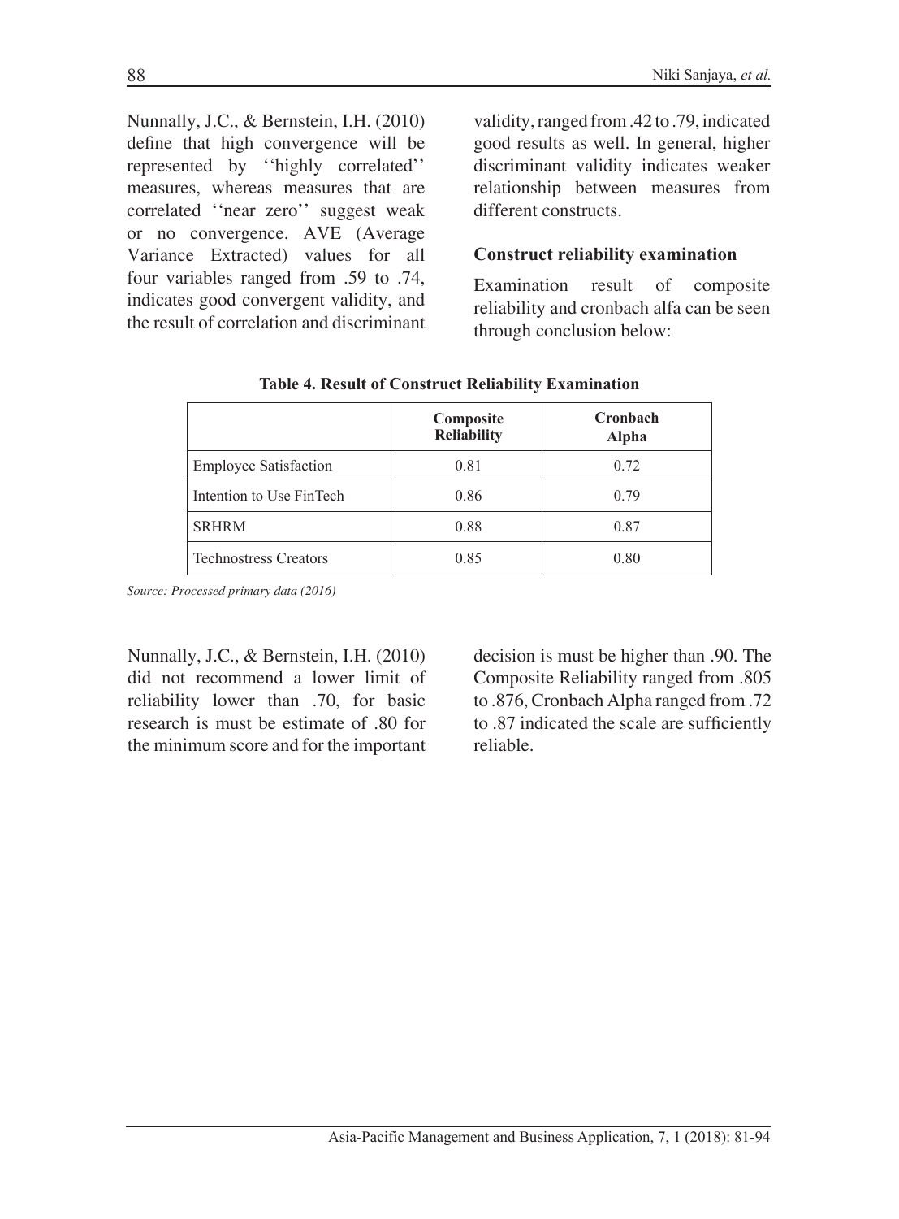Nunnally, J.C., & Bernstein, I.H. (2010) define that high convergence will be represented by ''highly correlated'' measures, whereas measures that are correlated ''near zero'' suggest weak or no convergence. AVE (Average Variance Extracted) values for all four variables ranged from .59 to .74, indicates good convergent validity, and the result of correlation and discriminant validity, ranged from .42 to .79, indicated good results as well. In general, higher discriminant validity indicates weaker relationship between measures from different constructs.

**Construct reliability examination**

Examination result of composite reliability and cronbach alfa can be seen through conclusion below:

**Table 4. Result of Construct Reliability Examination**

| | Composite Reliability | Cronbach Alpha |
|---|---|---|
| Employee Satisfaction | 0.81 | 0.72 |
| Intention to Use FinTech | 0.86 | 0.79 |
| SRHRM | 0.88 | 0.87 |
| Technostress Creators | 0.85 | 0.80 |

*Source: Processed primary data (2016)*

Nunnally, J.C., & Bernstein, I.H. (2010) did not recommend a lower limit of reliability lower than .70, for basic research is must be estimate of .80 for the minimum score and for the important decision is must be higher than .90. The Composite Reliability ranged from .805 to .876, Cronbach Alpha ranged from .72 to .87 indicated the scale are sufficiently reliable.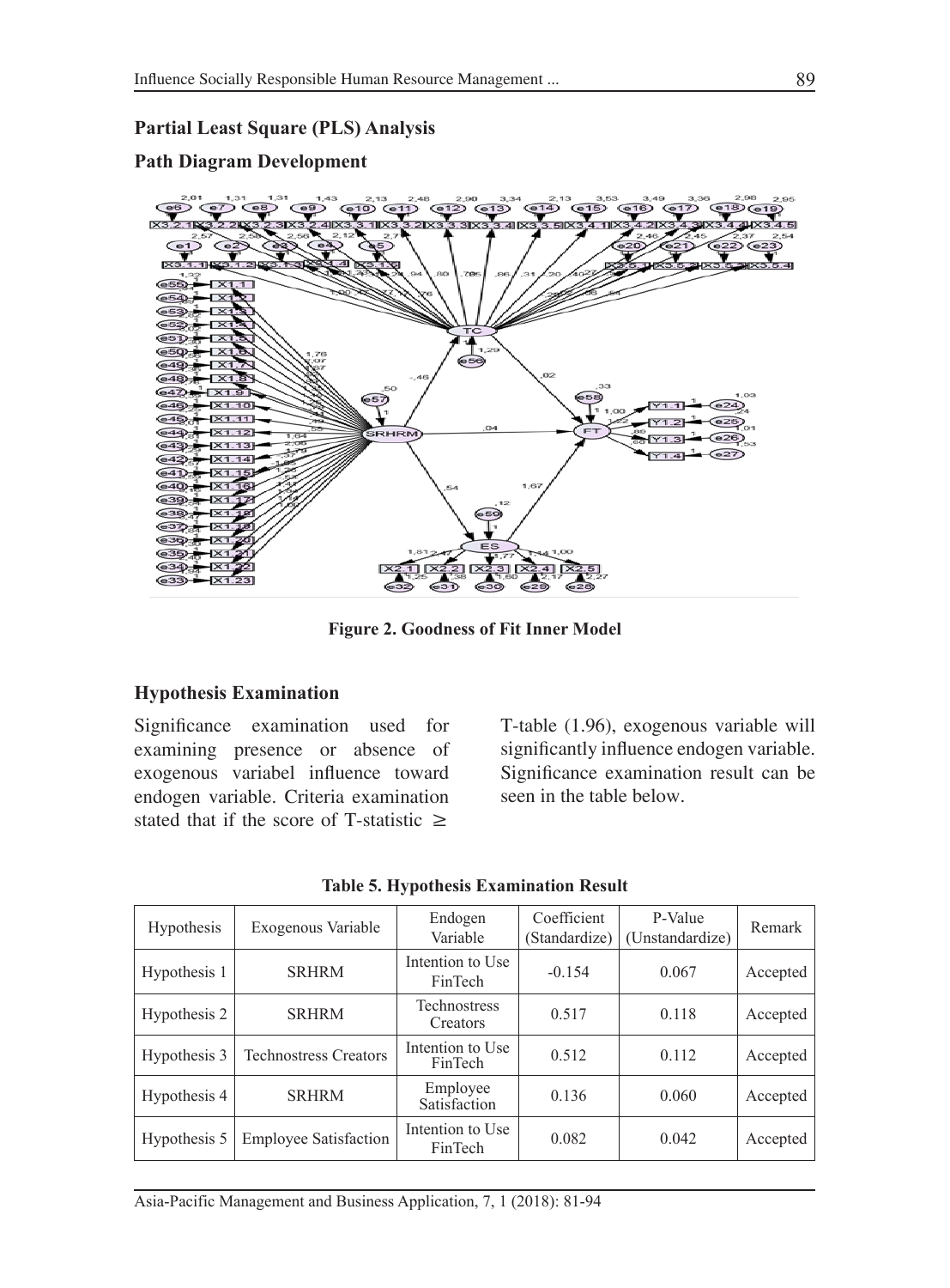## Partial Least Square (PLS) Analysis

### Path Diagram Development

**Figure 2. Goodness of Fit Inner Model**

### Hypothesis Examination

Significance examination used for examining presence or absence of exogenous variabel influence toward endogen variable. Criteria examination stated that if the score of T-statistic ≥ T-table (1.96), exogenous variable will significantly influence endogen variable. Significance examination result can be seen in the table below.

**Table 5. Hypothesis Examination Result**

| Hypothesis | Exogenous Variable | Endogen Variable | Coefficient (Standardize) | P-Value (Unstandardize) | Remark |
|---|---|---|---|---|---|
| Hypothesis 1 | SRHRM | Intention to Use FinTech | -0.154 | 0.067 | Accepted |
| Hypothesis 2 | SRHRM | Technostress Creators | 0.517 | 0.118 | Accepted |
| Hypothesis 3 | Technostress Creators | Intention to Use FinTech | 0.512 | 0.112 | Accepted |
| Hypothesis 4 | SRHRM | Employee Satisfaction | 0.136 | 0.060 | Accepted |
| Hypothesis 5 | Employee Satisfaction | Intention to Use FinTech | 0.082 | 0.042 | Accepted |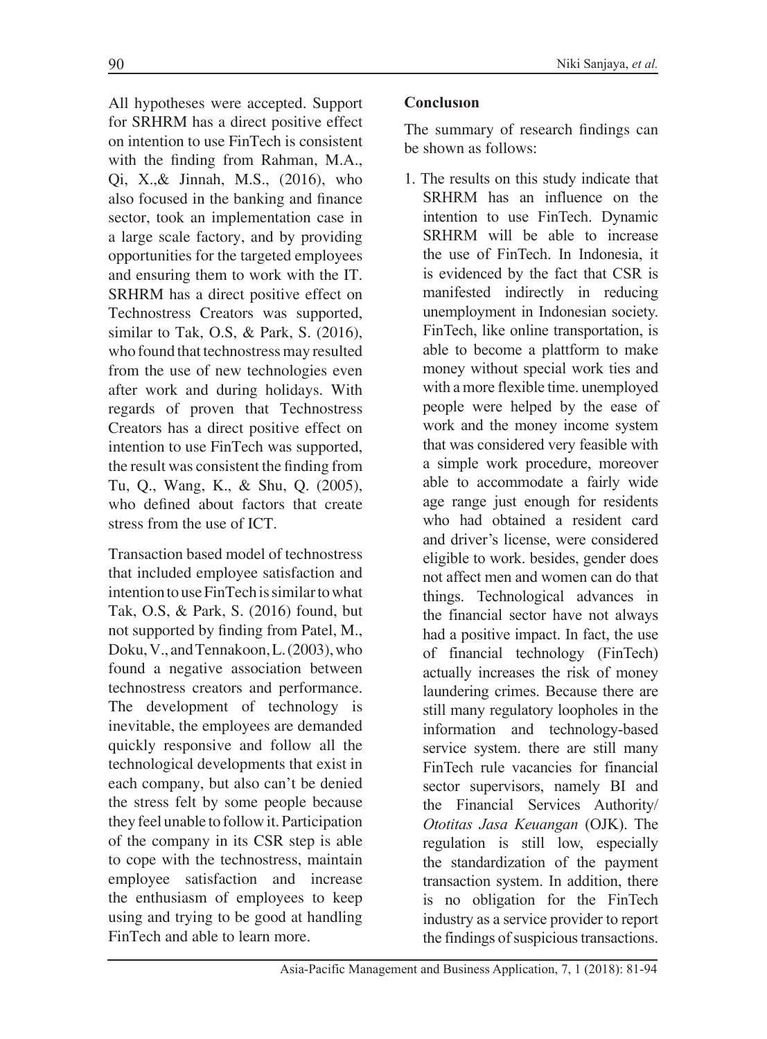All hypotheses were accepted. Support for SRHRM has a direct positive effect on intention to use FinTech is consistent with the finding from Rahman, M.A., Qi, X.,& Jinnah, M.S., (2016), who also focused in the banking and finance sector, took an implementation case in a large scale factory, and by providing opportunities for the targeted employees and ensuring them to work with the IT. SRHRM has a direct positive effect on Technostress Creators was supported, similar to Tak, O.S, & Park, S. (2016), who found that technostress may resulted from the use of new technologies even after work and during holidays. With regards of proven that Technostress Creators has a direct positive effect on intention to use FinTech was supported, the result was consistent the finding from Tu, Q., Wang, K., & Shu, Q. (2005), who defined about factors that create stress from the use of ICT.

Transaction based model of technostress that included employee satisfaction and intention to use FinTech is similar to what Tak, O.S, & Park, S. (2016) found, but not supported by finding from Patel, M., Doku, V., and Tennakoon, L. (2003), who found a negative association between technostress creators and performance. The development of technology is inevitable, the employees are demanded quickly responsive and follow all the technological developments that exist in each company, but also can't be denied the stress felt by some people because they feel unable to follow it. Participation of the company in its CSR step is able to cope with the technostress, maintain employee satisfaction and increase the enthusiasm of employees to keep using and trying to be good at handling FinTech and able to learn more.

## Conclusıon

The summary of research findings can be shown as follows:

1. The results on this study indicate that SRHRM has an influence on the intention to use FinTech. Dynamic SRHRM will be able to increase the use of FinTech. In Indonesia, it is evidenced by the fact that CSR is manifested indirectly in reducing unemployment in Indonesian society. FinTech, like online transportation, is able to become a plattform to make money without special work ties and with a more flexible time. unemployed people were helped by the ease of work and the money income system that was considered very feasible with a simple work procedure, moreover able to accommodate a fairly wide age range just enough for residents who had obtained a resident card and driver's license, were considered eligible to work. besides, gender does not affect men and women can do that things. Technological advances in the financial sector have not always had a positive impact. In fact, the use of financial technology (FinTech) actually increases the risk of money laundering crimes. Because there are still many regulatory loopholes in the information and technology-based service system. there are still many FinTech rule vacancies for financial sector supervisors, namely BI and the Financial Services Authority/ *Ototitas Jasa Keuangan* (OJK). The regulation is still low, especially the standardization of the payment transaction system. In addition, there is no obligation for the FinTech industry as a service provider to report the findings of suspicious transactions.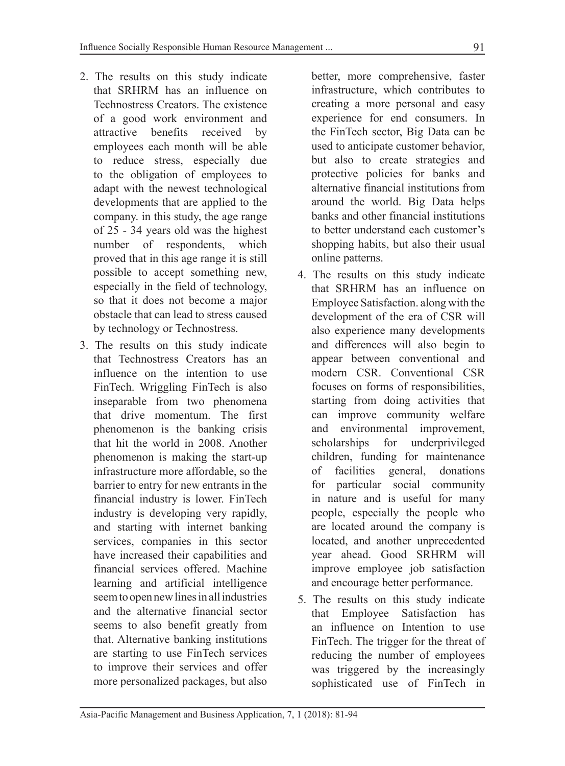2. The results on this study indicate that SRHRM has an influence on Technostress Creators. The existence of a good work environment and attractive benefits received by employees each month will be able to reduce stress, especially due to the obligation of employees to adapt with the newest technological developments that are applied to the company. in this study, the age range of 25 - 34 years old was the highest number of respondents, which proved that in this age range it is still possible to accept something new, especially in the field of technology, so that it does not become a major obstacle that can lead to stress caused by technology or Technostress.
3. The results on this study indicate that Technostress Creators has an influence on the intention to use FinTech. Wriggling FinTech is also inseparable from two phenomena that drive momentum. The first phenomenon is the banking crisis that hit the world in 2008. Another phenomenon is making the start-up infrastructure more affordable, so the barrier to entry for new entrants in the financial industry is lower. FinTech industry is developing very rapidly, and starting with internet banking services, companies in this sector have increased their capabilities and financial services offered. Machine learning and artificial intelligence seem to open new lines in all industries and the alternative financial sector seems to also benefit greatly from that. Alternative banking institutions are starting to use FinTech services to improve their services and offer more personalized packages, but also better, more comprehensive, faster infrastructure, which contributes to creating a more personal and easy experience for end consumers. In the FinTech sector, Big Data can be used to anticipate customer behavior, but also to create strategies and protective policies for banks and alternative financial institutions from around the world. Big Data helps banks and other financial institutions to better understand each customer's shopping habits, but also their usual online patterns.
4. The results on this study indicate that SRHRM has an influence on Employee Satisfaction. along with the development of the era of CSR will also experience many developments and differences will also begin to appear between conventional and modern CSR. Conventional CSR focuses on forms of responsibilities, starting from doing activities that can improve community welfare and environmental improvement, scholarships for underprivileged children, funding for maintenance of facilities general, donations for particular social community in nature and is useful for many people, especially the people who are located around the company is located, and another unprecedented year ahead. Good SRHRM will improve employee job satisfaction and encourage better performance.
5. The results on this study indicate that Employee Satisfaction has an influence on Intention to use FinTech. The trigger for the threat of reducing the number of employees was triggered by the increasingly sophisticated use of FinTech in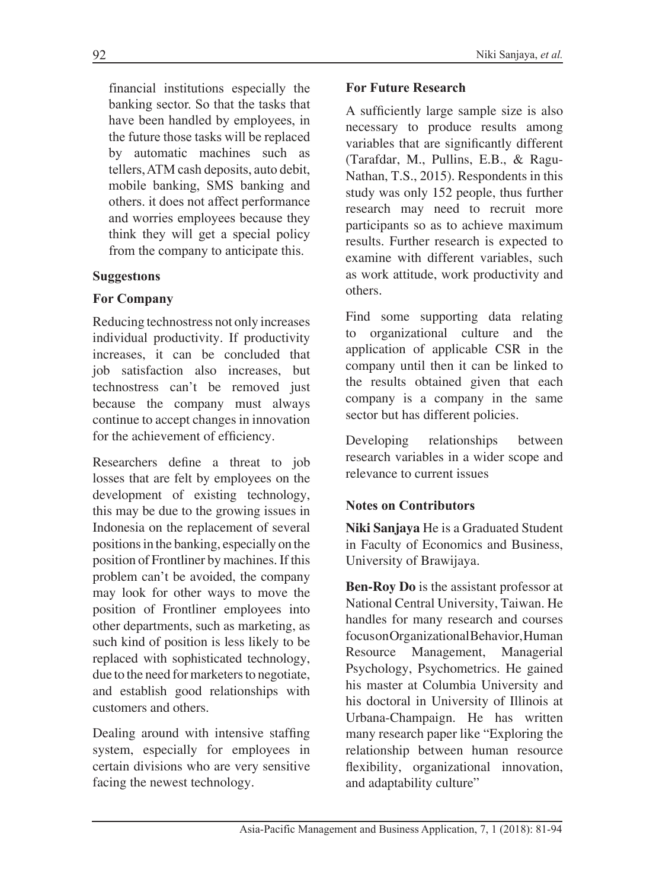financial institutions especially the banking sector. So that the tasks that have been handled by employees, in the future those tasks will be replaced by automatic machines such as tellers, ATM cash deposits, auto debit, mobile banking, SMS banking and others. it does not affect performance and worries employees because they think they will get a special policy from the company to anticipate this.

### Suggestıons

#### For Company

Reducing technostress not only increases individual productivity. If productivity increases, it can be concluded that job satisfaction also increases, but technostress can't be removed just because the company must always continue to accept changes in innovation for the achievement of efficiency.

Researchers define a threat to job losses that are felt by employees on the development of existing technology, this may be due to the growing issues in Indonesia on the replacement of several positions in the banking, especially on the position of Frontliner by machines. If this problem can't be avoided, the company may look for other ways to move the position of Frontliner employees into other departments, such as marketing, as such kind of position is less likely to be replaced with sophisticated technology, due to the need for marketers to negotiate, and establish good relationships with customers and others.

Dealing around with intensive staffing system, especially for employees in certain divisions who are very sensitive facing the newest technology.

#### For Future Research

A sufficiently large sample size is also necessary to produce results among variables that are significantly different (Tarafdar, M., Pullins, E.B., & Ragu-Nathan, T.S., 2015). Respondents in this study was only 152 people, thus further research may need to recruit more participants so as to achieve maximum results. Further research is expected to examine with different variables, such as work attitude, work productivity and others.

Find some supporting data relating to organizational culture and the application of applicable CSR in the company until then it can be linked to the results obtained given that each company is a company in the same sector but has different policies.

Developing relationships between research variables in a wider scope and relevance to current issues

### Notes on Contributors

**Niki Sanjaya** He is a Graduated Student in Faculty of Economics and Business, University of Brawijaya.

**Ben-Roy Do** is the assistant professor at National Central University, Taiwan. He handles for many research and courses focus on Organizational Behavior, Human Resource Management, Managerial Psychology, Psychometrics. He gained his master at Columbia University and his doctoral in University of Illinois at Urbana-Champaign. He has written many research paper like "Exploring the relationship between human resource flexibility, organizational innovation, and adaptability culture"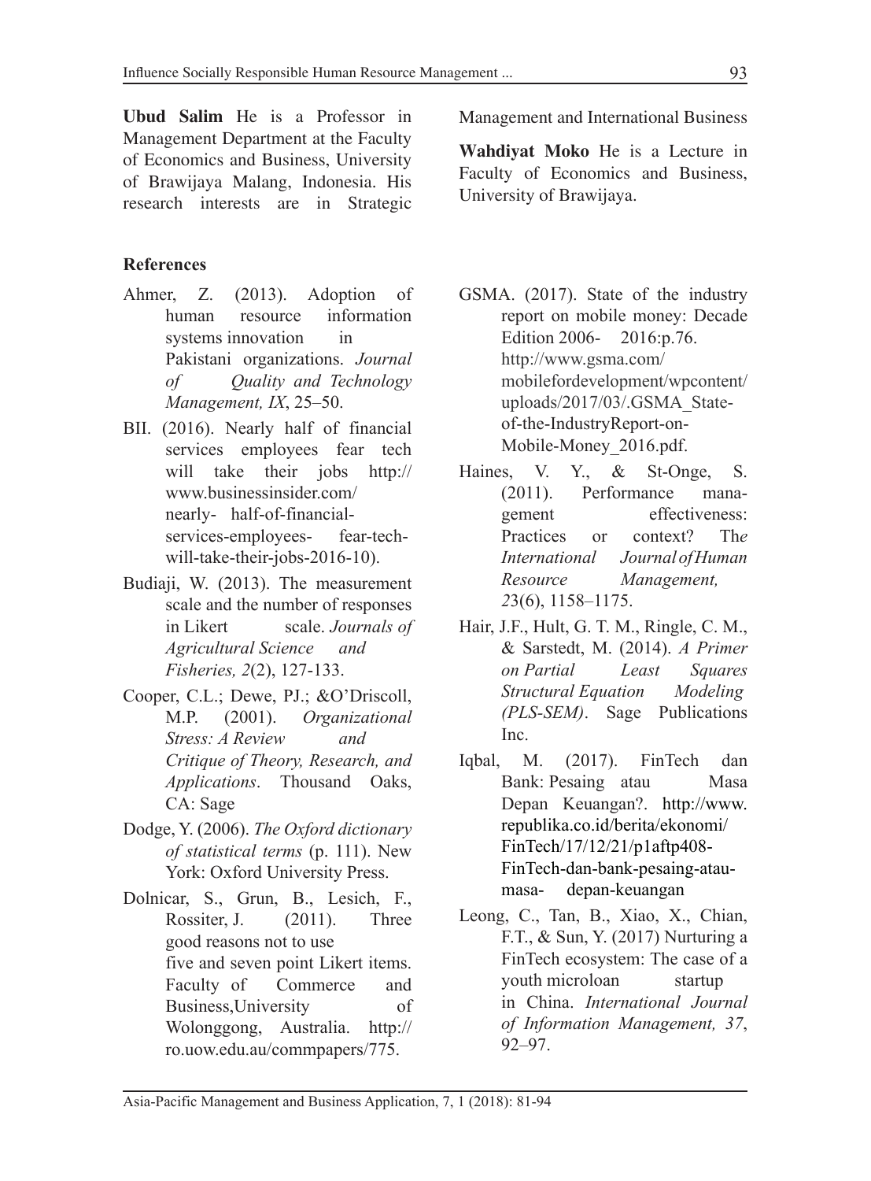**Ubud Salim** He is a Professor in Management Department at the Faculty of Economics and Business, University of Brawijaya Malang, Indonesia. His research interests are in Strategic Management and International Business

**Wahdiyat Moko** He is a Lecture in Faculty of Economics and Business, University of Brawijaya.

## References

Ahmer, Z. (2013). Adoption of human resource information systems innovation in Pakistani organizations. *Journal of Quality and Technology Management, IX*, 25–50.

BII. (2016). Nearly half of financial services employees fear tech will take their jobs http://www.businessinsider.com/nearly- half-of-financial-services-employees- fear-tech-will-take-their-jobs-2016-10).

Budiaji, W. (2013). The measurement scale and the number of responses in Likert scale. *Journals of Agricultural Science and Fisheries, 2*(2), 127-133.

Cooper, C.L.; Dewe, PJ.; &O'Driscoll, M.P. (2001). *Organizational Stress: A Review and Critique of Theory, Research, and Applications*. Thousand Oaks, CA: Sage

Dodge, Y. (2006). *The Oxford dictionary of statistical terms* (p. 111). New York: Oxford University Press.

Dolnicar, S., Grun, B., Lesich, F., Rossiter, J. (2011). Three good reasons not to use five and seven point Likert items. Faculty of Commerce and Business,University of Wolonggong, Australia. http://ro.uow.edu.au/commpapers/775.

GSMA. (2017). State of the industry report on mobile money: Decade Edition 2006- 2016:p.76. http://www.gsma.com/mobilefordevelopment/wpcontent/uploads/2017/03/.GSMA_State-of-the-IndustryReport-on-Mobile-Money_2016.pdf.

Haines, V. Y., & St-Onge, S. (2011). Performance management effectiveness: Practices or context? *The International Journal of Human Resource Management, 23*(6), 1158–1175.

Hair, J.F., Hult, G. T. M., Ringle, C. M., & Sarstedt, M. (2014). *A Primer on Partial Least Squares Structural Equation Modeling (PLS-SEM)*. Sage Publications Inc.

Iqbal, M. (2017). FinTech dan Bank: Pesaing atau Masa Depan Keuangan?. http://www.republika.co.id/berita/ekonomi/FinTech/17/12/21/p1aftp408-FinTech-dan-bank-pesaing-atau-masa- depan-keuangan

Leong, C., Tan, B., Xiao, X., Chian, F.T., & Sun, Y. (2017) Nurturing a FinTech ecosystem: The case of a youth microloan startup in China. *International Journal of Information Management, 37*, 92–97.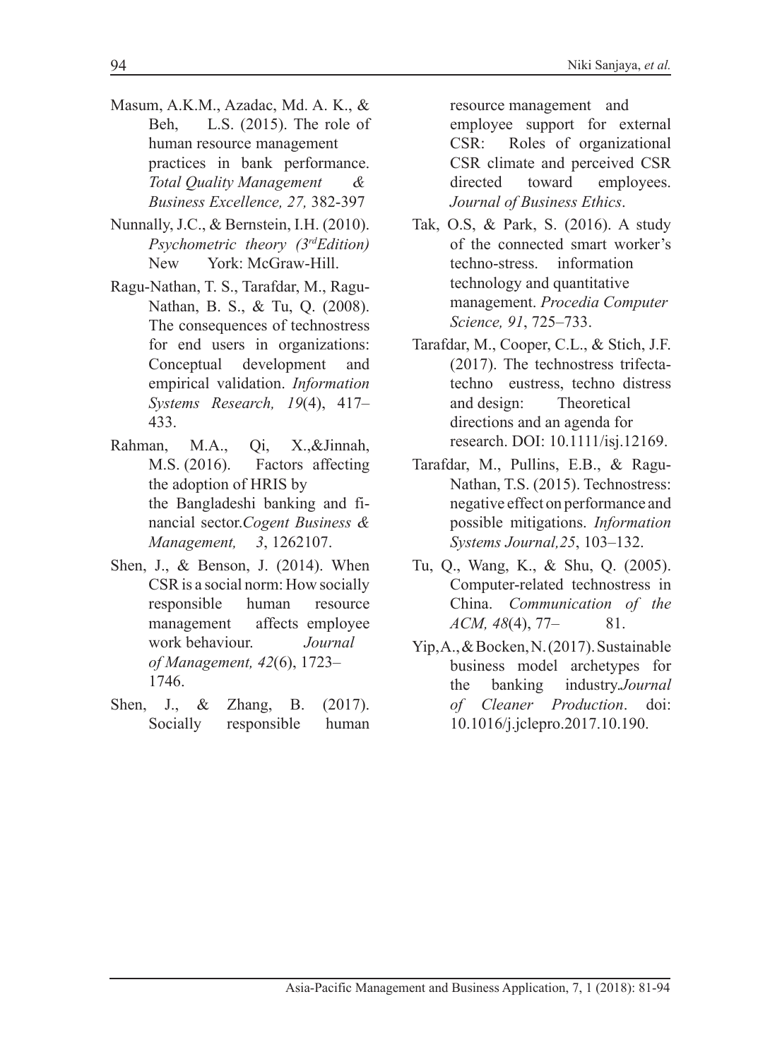Masum, A.K.M., Azadac, Md. A. K., & Beh, L.S. (2015). The role of human resource management practices in bank performance. *Total Quality Management & Business Excellence, 27,* 382-397

Nunnally, J.C., & Bernstein, I.H. (2010). *Psychometric theory (3rdEdition)* New York: McGraw-Hill.

Ragu-Nathan, T. S., Tarafdar, M., Ragu-Nathan, B. S., & Tu, Q. (2008). The consequences of technostress for end users in organizations: Conceptual development and empirical validation. *Information Systems Research, 19*(4), 417–433.

Rahman, M.A., Qi, X.,&Jinnah, M.S. (2016). Factors affecting the adoption of HRIS by the Bangladeshi banking and financial sector.*Cogent Business & Management, 3*, 1262107.

Shen, J., & Benson, J. (2014). When CSR is a social norm: How socially responsible human resource management affects employee work behaviour. *Journal of Management, 42*(6), 1723–1746.

Shen, J., & Zhang, B. (2017). Socially responsible human resource management and employee support for external CSR: Roles of organizational CSR climate and perceived CSR directed toward employees. *Journal of Business Ethics*.

Tak, O.S, & Park, S. (2016). A study of the connected smart worker's techno-stress. information technology and quantitative management. *Procedia Computer Science, 91*, 725–733.

Tarafdar, M., Cooper, C.L., & Stich, J.F. (2017). The technostress trifecta-techno eustress, techno distress and design: Theoretical directions and an agenda for research. DOI: 10.1111/isj.12169.

Tarafdar, M., Pullins, E.B., & Ragu-Nathan, T.S. (2015). Technostress: negative effect on performance and possible mitigations. *Information Systems Journal,25*, 103–132.

Tu, Q., Wang, K., & Shu, Q. (2005). Computer-related technostress in China. *Communication of the ACM, 48*(4), 77– 81.

Yip,A., & Bocken, N. (2017). Sustainable business model archetypes for the banking industry.*Journal of Cleaner Production*. doi: 10.1016/j.jclepro.2017.10.190.